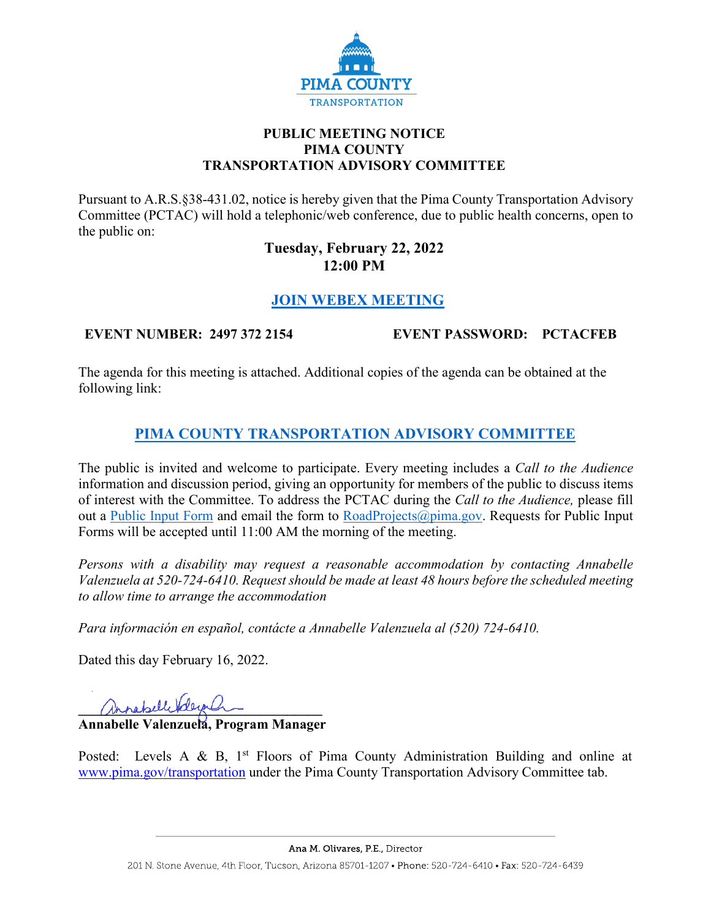PIMA COUNTY
TRANSPORTATION

# PUBLIC MEETING NOTICE
# PIMA COUNTY
# TRANSPORTATION ADVISORY COMMITTEE

Pursuant to A.R.S.§38-431.02, notice is hereby given that the Pima County Transportation Advisory Committee (PCTAC) will hold a telephonic/web conference, due to public health concerns, open to the public on:

**Tuesday, February 22, 2022**
**12:00 PM**

**JOIN WEBEX MEETING**

**EVENT NUMBER: 2497 372 2154** **EVENT PASSWORD: PCTACFEB**

The agenda for this meeting is attached. Additional copies of the agenda can be obtained at the following link:

**PIMA COUNTY TRANSPORTATION ADVISORY COMMITTEE**

The public is invited and welcome to participate. Every meeting includes a *Call to the Audience* information and discussion period, giving an opportunity for members of the public to discuss items of interest with the Committee. To address the PCTAC during the *Call to the Audience,* please fill out a Public Input Form and email the form to RoadProjects@pima.gov. Requests for Public Input Forms will be accepted until 11:00 AM the morning of the meeting.

*Persons with a disability may request a reasonable accommodation by contacting Annabelle Valenzuela at 520-724-6410. Request should be made at least 48 hours before the scheduled meeting to allow time to arrange the accommodation*

*Para información en español, contácte a Annabelle Valenzuela al (520) 724-6410.*

Dated this day February 16, 2022.

**Annabelle Valenzuela, Program Manager**

Posted: Levels A & B, 1st Floors of Pima County Administration Building and online at www.pima.gov/transportation under the Pima County Transportation Advisory Committee tab.

Ana M. Olivares, P.E., Director
201 N. Stone Avenue, 4th Floor, Tucson, Arizona 85701-1207 • Phone: 520-724-6410 • Fax: 520-724-6439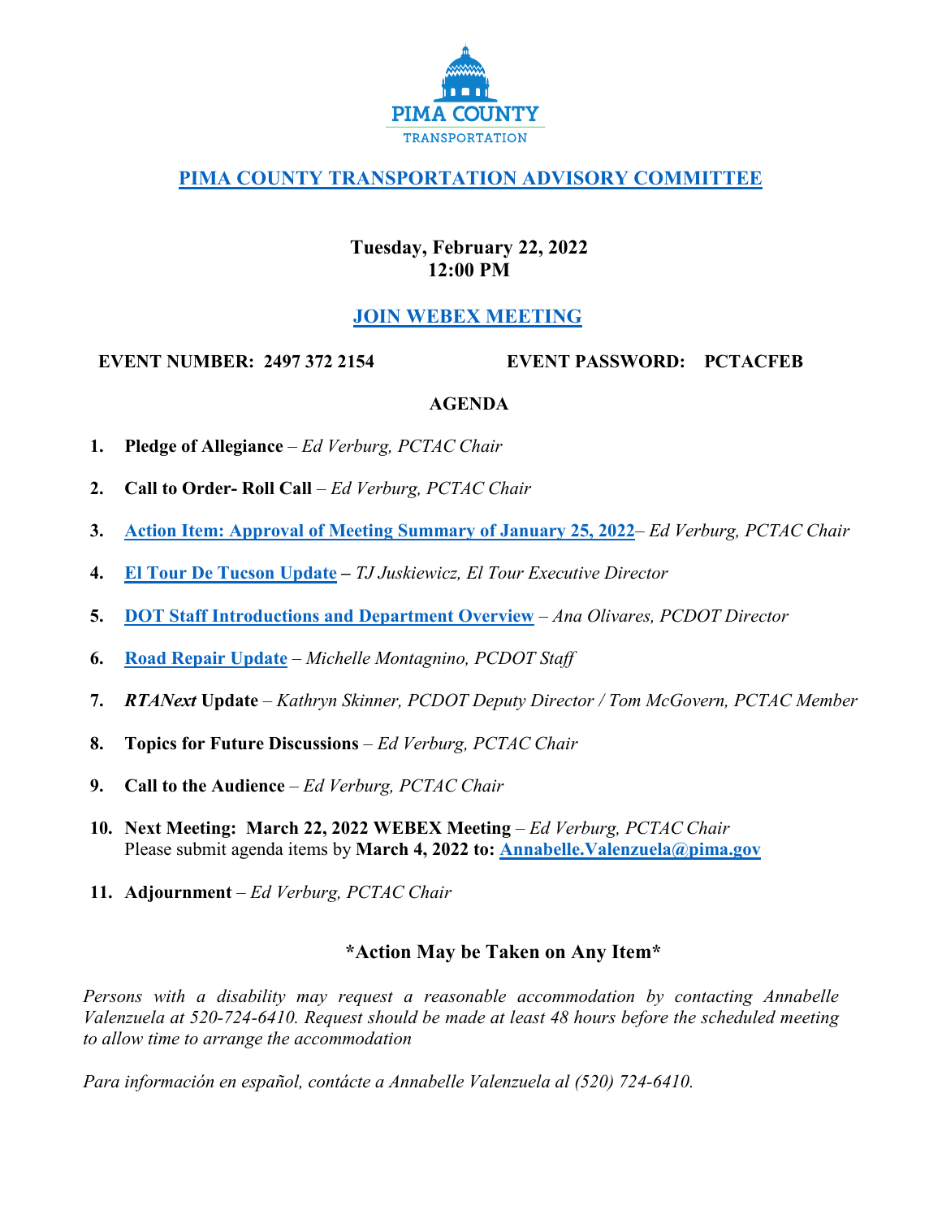PIMA COUNTY
TRANSPORTATION

# PIMA COUNTY TRANSPORTATION ADVISORY COMMITTEE

**Tuesday, February 22, 2022**
**12:00 PM**

## JOIN WEBEX MEETING

**EVENT NUMBER: 2497 372 2154** **EVENT PASSWORD: PCTACFEB**

**AGENDA**

1. **Pledge of Allegiance** – *Ed Verburg, PCTAC Chair*
2. **Call to Order- Roll Call** – *Ed Verburg, PCTAC Chair*
3. **Action Item: Approval of Meeting Summary of January 25, 2022**– *Ed Verburg, PCTAC Chair*
4. **El Tour De Tucson Update –** *TJ Juskiewicz, El Tour Executive Director*
5. **DOT Staff Introductions and Department Overview** – *Ana Olivares, PCDOT Director*
6. **Road Repair Update** – *Michelle Montagnino, PCDOT Staff*
7. ***RTANext* Update** – *Kathryn Skinner, PCDOT Deputy Director / Tom McGovern, PCTAC Member*
8. **Topics for Future Discussions** – *Ed Verburg, PCTAC Chair*
9. **Call to the Audience** – *Ed Verburg, PCTAC Chair*
10. **Next Meeting: March 22, 2022 WEBEX Meeting** – *Ed Verburg, PCTAC Chair*
    Please submit agenda items by **March 4, 2022 to: Annabelle.Valenzuela@pima.gov**
11. **Adjournment** – *Ed Verburg, PCTAC Chair*

**\*Action May be Taken on Any Item\***

*Persons with a disability may request a reasonable accommodation by contacting Annabelle Valenzuela at 520-724-6410. Request should be made at least 48 hours before the scheduled meeting to allow time to arrange the accommodation*

*Para información en español, contácte a Annabelle Valenzuela al (520) 724-6410.*